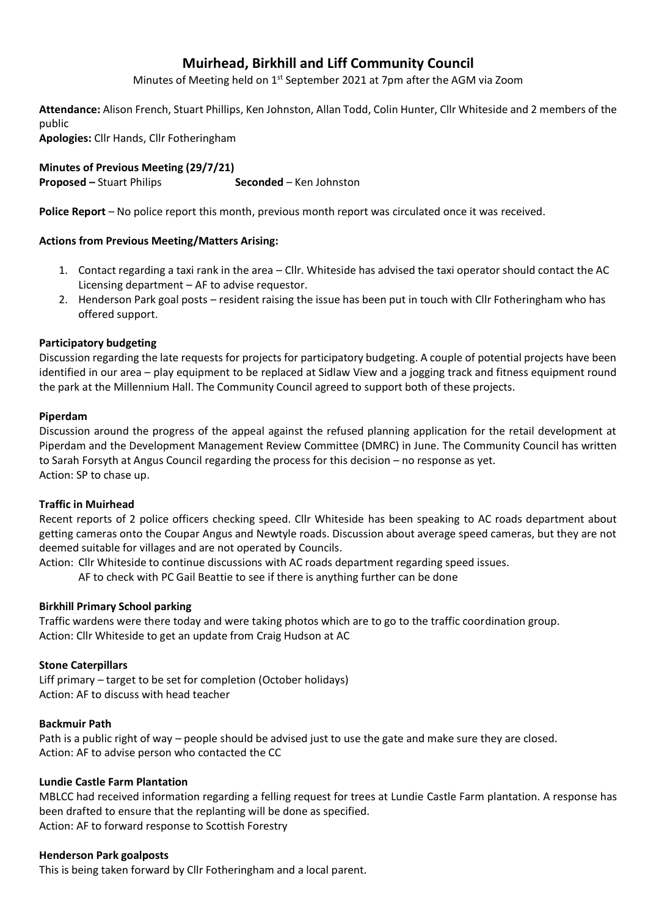# Muirhead, Birkhill and Liff Community Council

Minutes of Meeting held on 1st September 2021 at 7pm after the AGM via Zoom

**Attendance:** Alison French, Stuart Phillips, Ken Johnston, Allan Todd, Colin Hunter, Cllr Whiteside and 2 members of the public

**Apologies:** Cllr Hands, Cllr Fotheringham

**Minutes of Previous Meeting (29/7/21)**

**Proposed –** Stuart Philips **Seconded** – Ken Johnston

**Police Report** – No police report this month, previous month report was circulated once it was received.

**Actions from Previous Meeting/Matters Arising:**

1. Contact regarding a taxi rank in the area – Cllr. Whiteside has advised the taxi operator should contact the AC Licensing department – AF to advise requestor.
2. Henderson Park goal posts – resident raising the issue has been put in touch with Cllr Fotheringham who has offered support.

**Participatory budgeting**

Discussion regarding the late requests for projects for participatory budgeting. A couple of potential projects have been identified in our area – play equipment to be replaced at Sidlaw View and a jogging track and fitness equipment round the park at the Millennium Hall. The Community Council agreed to support both of these projects.

**Piperdam**

Discussion around the progress of the appeal against the refused planning application for the retail development at Piperdam and the Development Management Review Committee (DMRC) in June. The Community Council has written to Sarah Forsyth at Angus Council regarding the process for this decision – no response as yet.

Action: SP to chase up.

**Traffic in Muirhead**

Recent reports of 2 police officers checking speed. Cllr Whiteside has been speaking to AC roads department about getting cameras onto the Coupar Angus and Newtyle roads. Discussion about average speed cameras, but they are not deemed suitable for villages and are not operated by Councils.

Action: Cllr Whiteside to continue discussions with AC roads department regarding speed issues.
AF to check with PC Gail Beattie to see if there is anything further can be done

**Birkhill Primary School parking**

Traffic wardens were there today and were taking photos which are to go to the traffic coordination group.

Action: Cllr Whiteside to get an update from Craig Hudson at AC

**Stone Caterpillars**

Liff primary – target to be set for completion (October holidays)

Action: AF to discuss with head teacher

**Backmuir Path**

Path is a public right of way – people should be advised just to use the gate and make sure they are closed.

Action: AF to advise person who contacted the CC

**Lundie Castle Farm Plantation**

MBLCC had received information regarding a felling request for trees at Lundie Castle Farm plantation. A response has been drafted to ensure that the replanting will be done as specified.

Action: AF to forward response to Scottish Forestry

**Henderson Park goalposts**

This is being taken forward by Cllr Fotheringham and a local parent.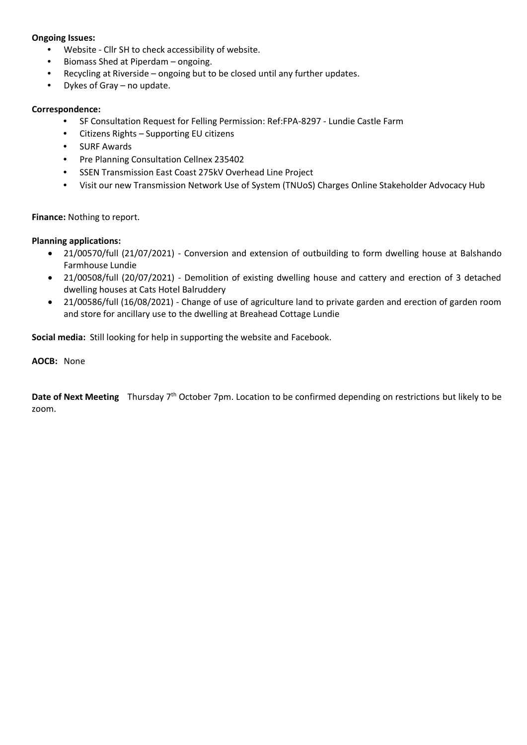**Ongoing Issues:**

- Website - Cllr SH to check accessibility of website.
- Biomass Shed at Piperdam – ongoing.
- Recycling at Riverside – ongoing but to be closed until any further updates.
- Dykes of Gray – no update.

**Correspondence:**

- SF Consultation Request for Felling Permission: Ref:FPA-8297 - Lundie Castle Farm
- Citizens Rights – Supporting EU citizens
- SURF Awards
- Pre Planning Consultation Cellnex 235402
- SSEN Transmission East Coast 275kV Overhead Line Project
- Visit our new Transmission Network Use of System (TNUoS) Charges Online Stakeholder Advocacy Hub

**Finance:** Nothing to report.

**Planning applications:**

- 21/00570/full (21/07/2021) - Conversion and extension of outbuilding to form dwelling house at Balshando Farmhouse Lundie
- 21/00508/full (20/07/2021) - Demolition of existing dwelling house and cattery and erection of 3 detached dwelling houses at Cats Hotel Balruddery
- 21/00586/full (16/08/2021) - Change of use of agriculture land to private garden and erection of garden room and store for ancillary use to the dwelling at Breahead Cottage Lundie

**Social media:** Still looking for help in supporting the website and Facebook.

**AOCB:** None

**Date of Next Meeting** Thursday 7th October 7pm. Location to be confirmed depending on restrictions but likely to be zoom.